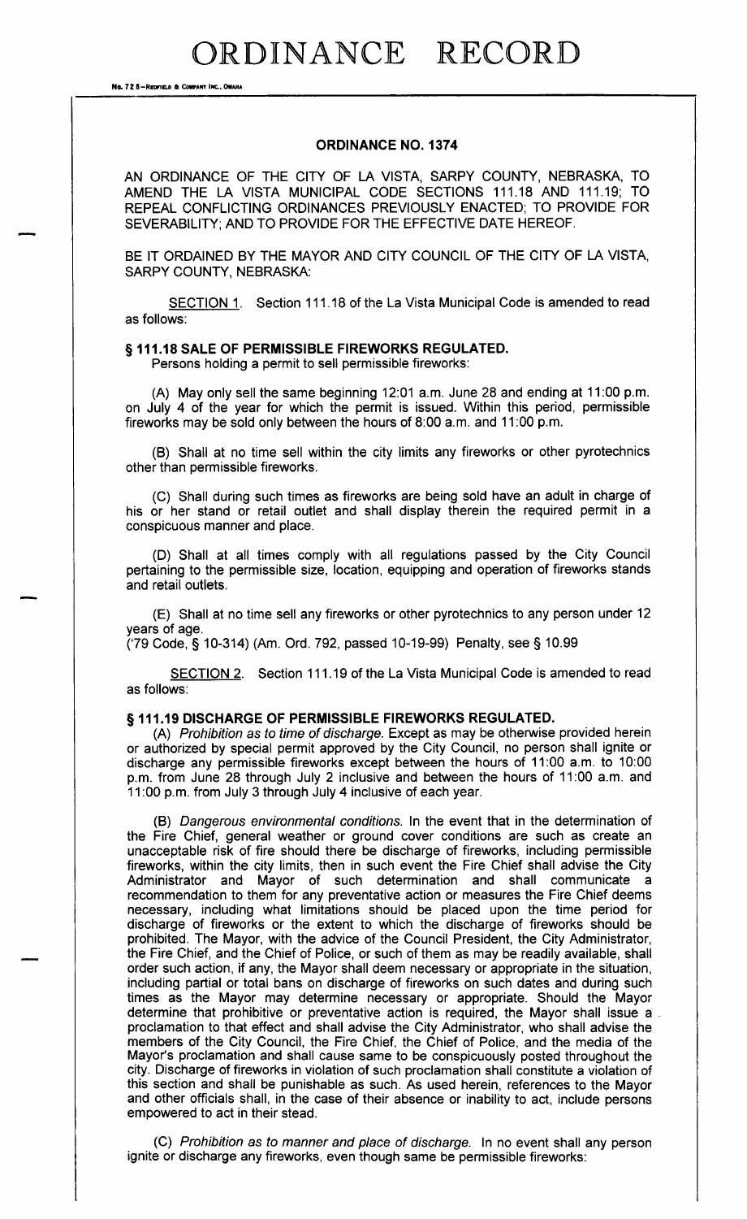# ORDINANCE RECORD

## ORDINANCE NO. 1374

AN ORDINANCE OF THE CITY OF LA VISTA, SARPY COUNTY, NEBRASKA, TO AMEND THE LA VISTA MUNICIPAL CODE SECTIONS 111.18 AND 111.19; TO REPEAL CONFLICTING ORDINANCES PREVIOUSLY ENACTED; TO PROVIDE FOR SEVERABILITY; AND TO PROVIDE FOR THE EFFECTIVE DATE HEREOF.

BE IT ORDAINED BY THE MAYOR AND CITY COUNCIL OF THE CITY OF LA VISTA, SARPY COUNTY, NEBRASKA:

SECTION 1. Section 111.18 of the La Vista Municipal Code is amended to read as follows:

### § 111.18 SALE OF PERMISSIBLE FIREWORKS REGULATED.

Persons holding a permit to sell permissible fireworks:

(A) May only sell the same beginning 12:01 a.m. June 28 and ending at 11:00 p.m. on July 4 of the year for which the permit is issued. Within this period, permissible fireworks may be sold only between the hours of 8:00 a.m. and 11:00 p.m.

(B) Shall at no time sell within the city limits any fireworks or other pyrotechnics other than permissible fireworks.

(C) Shall during such times as fireworks are being sold have an adult in charge of his or her stand or retail outlet and shall display therein the required permit in a conspicuous manner and place.

(D) Shall at all times comply with all regulations passed by the City Council pertaining to the permissible size, location, equipping and operation of fireworks stands and retail outlets.

(E) Shall at no time sell any fireworks or other pyrotechnics to any person under 12 years of age.

('79 Code, § 10-314) (Am. Ord. 792, passed 10-19-99) Penalty, see § 10.99

SECTION 2. Section 111.19 of the La Vista Municipal Code is amended to read as follows:

### § 111.19 DISCHARGE OF PERMISSIBLE FIREWORKS REGULATED.

(A) *Prohibition as to time of discharge.* Except as may be otherwise provided herein or authorized by special permit approved by the City Council, no person shall ignite or discharge any permissible fireworks except between the hours of 11:00 a.m. to 10:00 p.m. from June 28 through July 2 inclusive and between the hours of 11:00 a.m. and 11:00 p.m. from July 3 through July 4 inclusive of each year.

(B) *Dangerous environmental conditions.* In the event that in the determination of the Fire Chief, general weather or ground cover conditions are such as create an unacceptable risk of fire should there be discharge of fireworks, including permissible fireworks, within the city limits, then in such event the Fire Chief shall advise the City Administrator and Mayor of such determination and shall communicate a recommendation to them for any preventative action or measures the Fire Chief deems necessary, including what limitations should be placed upon the time period for discharge of fireworks or the extent to which the discharge of fireworks should be prohibited. The Mayor, with the advice of the Council President, the City Administrator, the Fire Chief, and the Chief of Police, or such of them as may be readily available, shall order such action, if any, the Mayor shall deem necessary or appropriate in the situation, including partial or total bans on discharge of fireworks on such dates and during such times as the Mayor may determine necessary or appropriate. Should the Mayor determine that prohibitive or preventative action is required, the Mayor shall issue a proclamation to that effect and shall advise the City Administrator, who shall advise the members of the City Council, the Fire Chief, the Chief of Police, and the media of the Mayor's proclamation and shall cause same to be conspicuously posted throughout the city. Discharge of fireworks in violation of such proclamation shall constitute a violation of this section and shall be punishable as such. As used herein, references to the Mayor and other officials shall, in the case of their absence or inability to act, include persons empowered to act in their stead.

(C) *Prohibition as to manner and place of discharge.* In no event shall any person ignite or discharge any fireworks, even though same be permissible fireworks: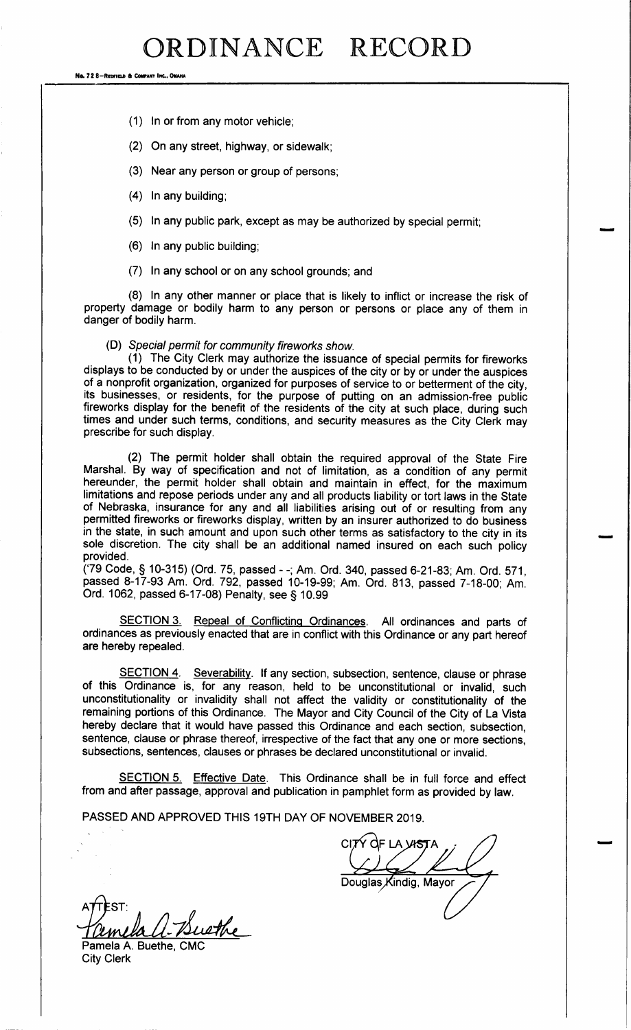# ORDINANCE RECORD

(1) In or from any motor vehicle;

(2) On any street, highway, or sidewalk;

(3) Near any person or group of persons;

(4) In any building;

(5) In any public park, except as may be authorized by special permit;

(6) In any public building;

(7) In any school or on any school grounds; and

(8) In any other manner or place that is likely to inflict or increase the risk of property damage or bodily harm to any person or persons or place any of them in danger of bodily harm.

(D) *Special permit for community fireworks show.*

(1) The City Clerk may authorize the issuance of special permits for fireworks displays to be conducted by or under the auspices of the city or by or under the auspices of a nonprofit organization, organized for purposes of service to or betterment of the city, its businesses, or residents, for the purpose of putting on an admission-free public fireworks display for the benefit of the residents of the city at such place, during such times and under such terms, conditions, and security measures as the City Clerk may prescribe for such display.

(2) The permit holder shall obtain the required approval of the State Fire Marshal. By way of specification and not of limitation, as a condition of any permit hereunder, the permit holder shall obtain and maintain in effect, for the maximum limitations and repose periods under any and all products liability or tort laws in the State of Nebraska, insurance for any and all liabilities arising out of or resulting from any permitted fireworks or fireworks display, written by an insurer authorized to do business in the state, in such amount and upon such other terms as satisfactory to the city in its sole discretion. The city shall be an additional named insured on each such policy provided.

('79 Code, § 10-315) (Ord. 75, passed - -; Am. Ord. 340, passed 6-21-83; Am. Ord. 571, passed 8-17-93 Am. Ord. 792, passed 10-19-99; Am. Ord. 813, passed 7-18-00; Am. Ord. 1062, passed 6-17-08) Penalty, see § 10.99

SECTION 3. Repeal of Conflicting Ordinances. All ordinances and parts of ordinances as previously enacted that are in conflict with this Ordinance or any part hereof are hereby repealed.

SECTION 4. Severability. If any section, subsection, sentence, clause or phrase of this Ordinance is, for any reason, held to be unconstitutional or invalid, such unconstitutionality or invalidity shall not affect the validity or constitutionality of the remaining portions of this Ordinance. The Mayor and City Council of the City of La Vista hereby declare that it would have passed this Ordinance and each section, subsection, sentence, clause or phrase thereof, irrespective of the fact that any one or more sections, subsections, sentences, clauses or phrases be declared unconstitutional or invalid.

SECTION 5. Effective Date. This Ordinance shall be in full force and effect from and after passage, approval and publication in pamphlet form as provided by law.

PASSED AND APPROVED THIS 19TH DAY OF NOVEMBER 2019.

CITY OF LA VISTA

Douglas Kindig, Mayor

ATTEST:

Pamela A. Buethe, CMC
City Clerk